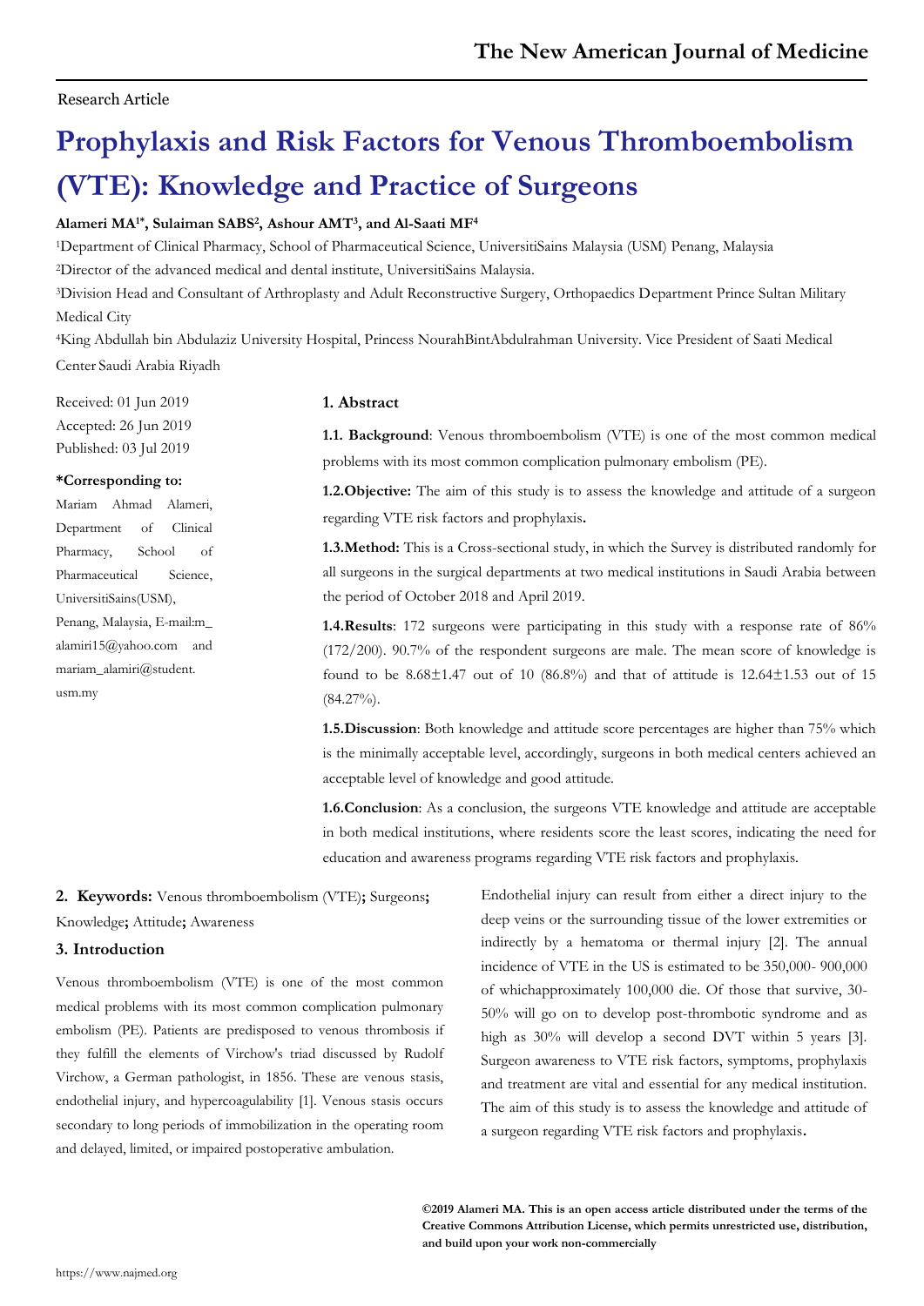Research Article

# Prophylaxis and Risk Factors for Venous Thromboembolism (VTE): Knowledge and Practice of Surgeons

**Alameri MA[1*], Sulaiman SABS[2], Ashour AMT[3], and Al-Saati MF[4]**

[1]Department of Clinical Pharmacy, School of Pharmaceutical Science, UniversitiSains Malaysia (USM) Penang, Malaysia

[2]Director of the advanced medical and dental institute, UniversitiSains Malaysia.

[3]Division Head and Consultant of Arthroplasty and Adult Reconstructive Surgery, Orthopaedics Department Prince Sultan Military Medical City

[4]King Abdullah bin Abdulaziz University Hospital, Princess NourahBintAbdulrahman University. Vice President of Saati Medical Center Saudi Arabia Riyadh

Received: 01 Jun 2019
Accepted: 26 Jun 2019
Published: 03 Jul 2019

**\*Corresponding to:**
Mariam Ahmad Alameri, Department of Clinical Pharmacy, School of Pharmaceutical Science, UniversitiSains(USM), Penang, Malaysia, E-mail:m_alamiri15@yahoo.com and mariam_alamiri@student.usm.my

## 1. Abstract

**1.1. Background**: Venous thromboembolism (VTE) is one of the most common medical problems with its most common complication pulmonary embolism (PE).

**1.2.Objective:** The aim of this study is to assess the knowledge and attitude of a surgeon regarding VTE risk factors and prophylaxis**.**

**1.3.Method:** This is a Cross-sectional study, in which the Survey is distributed randomly for all surgeons in the surgical departments at two medical institutions in Saudi Arabia between the period of October 2018 and April 2019.

**1.4.Results**: 172 surgeons were participating in this study with a response rate of 86% (172/200). 90.7% of the respondent surgeons are male. The mean score of knowledge is found to be 8.68±1.47 out of 10 (86.8%) and that of attitude is 12.64±1.53 out of 15 (84.27%).

**1.5.Discussion**: Both knowledge and attitude score percentages are higher than 75% which is the minimally acceptable level, accordingly, surgeons in both medical centers achieved an acceptable level of knowledge and good attitude.

**1.6.Conclusion**: As a conclusion, the surgeons VTE knowledge and attitude are acceptable in both medical institutions, where residents score the least scores, indicating the need for education and awareness programs regarding VTE risk factors and prophylaxis.

## 2. Keywords: 
Venous thromboembolism (VTE)**;** Surgeons**;** Knowledge**;** Attitude**;** Awareness

## 3. Introduction

Venous thromboembolism (VTE) is one of the most common medical problems with its most common complication pulmonary embolism (PE). Patients are predisposed to venous thrombosis if they fulfill the elements of Virchow's triad discussed by Rudolf Virchow, a German pathologist, in 1856. These are venous stasis, endothelial injury, and hypercoagulability [1]. Venous stasis occurs secondary to long periods of immobilization in the operating room and delayed, limited, or impaired postoperative ambulation.

Endothelial injury can result from either a direct injury to the deep veins or the surrounding tissue of the lower extremities or indirectly by a hematoma or thermal injury [2]. The annual incidence of VTE in the US is estimated to be 350,000- 900,000 of whichapproximately 100,000 die. Of those that survive, 30-50% will go on to develop post-thrombotic syndrome and as high as 30% will develop a second DVT within 5 years [3]. Surgeon awareness to VTE risk factors, symptoms, prophylaxis and treatment are vital and essential for any medical institution. The aim of this study is to assess the knowledge and attitude of a surgeon regarding VTE risk factors and prophylaxis**.**

**©2019 Alameri MA. This is an open access article distributed under the terms of the Creative Commons Attribution License, which permits unrestricted use, distribution, and build upon your work non-commercially**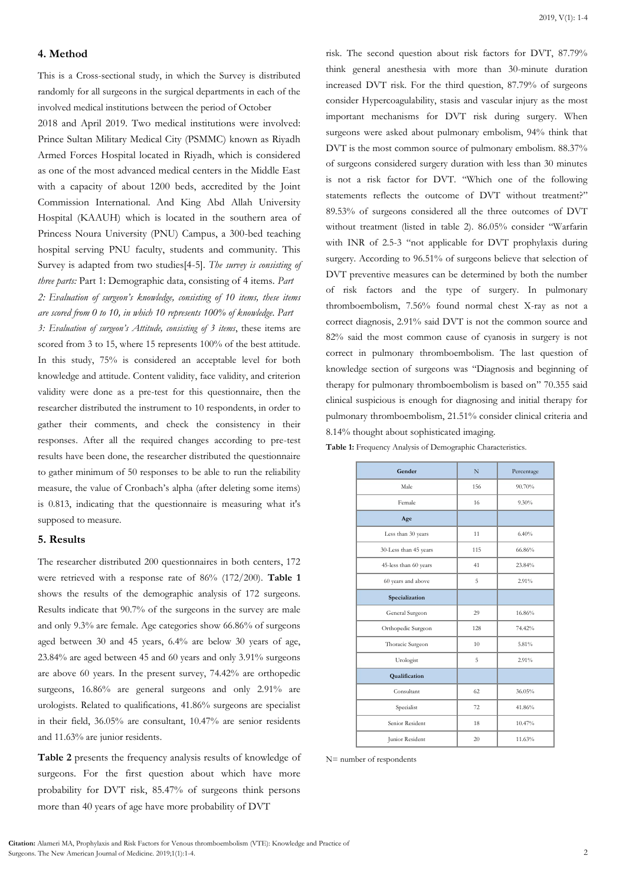## 4. Method

This is a Cross-sectional study, in which the Survey is distributed randomly for all surgeons in the surgical departments in each of the involved medical institutions between the period of October 2018 and April 2019. Two medical institutions were involved: Prince Sultan Military Medical City (PSMMC) known as Riyadh Armed Forces Hospital located in Riyadh, which is considered as one of the most advanced medical centers in the Middle East with a capacity of about 1200 beds, accredited by the Joint Commission International. And King Abd Allah University Hospital (KAAUH) which is located in the southern area of Princess Noura University (PNU) Campus, a 300-bed teaching hospital serving PNU faculty, students and community. This Survey is adapted from two studies[4-5]. *The survey is consisting of three parts:* Part 1: Demographic data, consisting of 4 items. *Part 2: Evaluation of surgeon's knowledge, consisting of 10 items, these items are scored from 0 to 10, in which 10 represents 100% of knowledge. Part 3: Evaluation of surgeon's Attitude, consisting of 3 items*, these items are scored from 3 to 15, where 15 represents 100% of the best attitude. In this study, 75% is considered an acceptable level for both knowledge and attitude. Content validity, face validity, and criterion validity were done as a pre-test for this questionnaire, then the researcher distributed the instrument to 10 respondents, in order to gather their comments, and check the consistency in their responses. After all the required changes according to pre-test results have been done, the researcher distributed the questionnaire to gather minimum of 50 responses to be able to run the reliability measure, the value of Cronbach's alpha (after deleting some items) is 0.813, indicating that the questionnaire is measuring what it's supposed to measure.

## 5. Results

The researcher distributed 200 questionnaires in both centers, 172 were retrieved with a response rate of 86% (172/200). **Table 1** shows the results of the demographic analysis of 172 surgeons. Results indicate that 90.7% of the surgeons in the survey are male and only 9.3% are female. Age categories show 66.86% of surgeons aged between 30 and 45 years, 6.4% are below 30 years of age, 23.84% are aged between 45 and 60 years and only 3.91% surgeons are above 60 years. In the present survey, 74.42% are orthopedic surgeons, 16.86% are general surgeons and only 2.91% are urologists. Related to qualifications, 41.86% surgeons are specialist in their field, 36.05% are consultant, 10.47% are senior residents and 11.63% are junior residents.

**Table 2** presents the frequency analysis results of knowledge of surgeons. For the first question about which have more probability for DVT risk, 85.47% of surgeons think persons more than 40 years of age have more probability of DVT risk. The second question about risk factors for DVT, 87.79% think general anesthesia with more than 30-minute duration increased DVT risk. For the third question, 87.79% of surgeons consider Hypercoagulability, stasis and vascular injury as the most important mechanisms for DVT risk during surgery. When surgeons were asked about pulmonary embolism, 94% think that DVT is the most common source of pulmonary embolism. 88.37% of surgeons considered surgery duration with less than 30 minutes is not a risk factor for DVT. "Which one of the following statements reflects the outcome of DVT without treatment?" 89.53% of surgeons considered all the three outcomes of DVT without treatment (listed in table 2). 86.05% consider "Warfarin with INR of 2.5-3 "not applicable for DVT prophylaxis during surgery. According to 96.51% of surgeons believe that selection of DVT preventive measures can be determined by both the number of risk factors and the type of surgery. In pulmonary thromboembolism, 7.56% found normal chest X-ray as not a correct diagnosis, 2.91% said DVT is not the common source and 82% said the most common cause of cyanosis in surgery is not correct in pulmonary thromboembolism. The last question of knowledge section of surgeons was "Diagnosis and beginning of therapy for pulmonary thromboembolism is based on" 70.355 said clinical suspicious is enough for diagnosing and initial therapy for pulmonary thromboembolism, 21.51% consider clinical criteria and 8.14% thought about sophisticated imaging.

**Table 1:** Frequency Analysis of Demographic Characteristics.

| Gender | N | Percentage |
|---|---|---|
| Male | 156 | 90.70% |
| Female | 16 | 9.30% |
| **Age** | | |
| Less than 30 years | 11 | 6.40% |
| 30-Less than 45 years | 115 | 66.86% |
| 45-less than 60 years | 41 | 23.84% |
| 60 years and above | 5 | 2.91% |
| **Specialization** | | |
| General Surgeon | 29 | 16.86% |
| Orthopedic Surgeon | 128 | 74.42% |
| Thoracic Surgeon | 10 | 5.81% |
| Urologist | 5 | 2.91% |
| **Qualification** | | |
| Consultant | 62 | 36.05% |
| Specialist | 72 | 41.86% |
| Senior Resident | 18 | 10.47% |
| Junior Resident | 20 | 11.63% |

N= number of respondents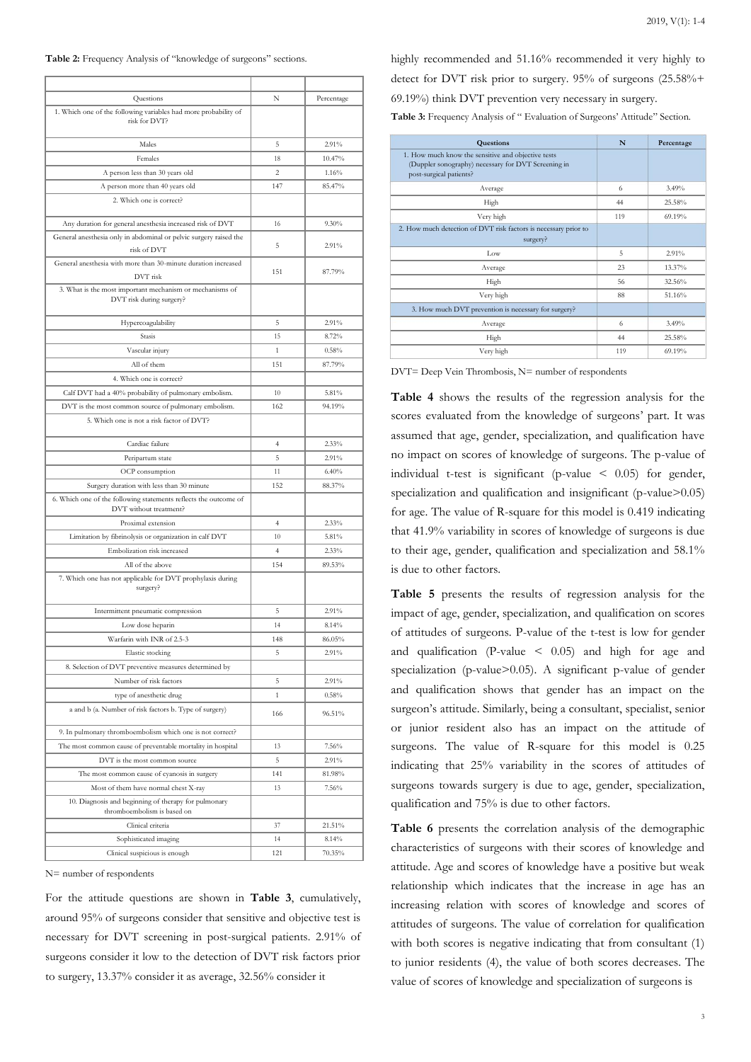**Table 2:** Frequency Analysis of "knowledge of surgeons" sections.

| Questions | N | Percentage |
|---|---|---|
| 1. Which one of the following variables had more probability of risk for DVT? | | |
| Males | 5 | 2.91% |
| Females | 18 | 10.47% |
| A person less than 30 years old | 2 | 1.16% |
| A person more than 40 years old | 147 | 85.47% |
| 2. Which one is correct? | | |
| Any duration for general anesthesia increased risk of DVT | 16 | 9.30% |
| General anesthesia only in abdominal or pelvic surgery raised the risk of DVT | 5 | 2.91% |
| General anesthesia with more than 30-minute duration increased DVT risk | 151 | 87.79% |
| 3. What is the most important mechanism or mechanisms of DVT risk during surgery? | | |
| Hypercoagulability | 5 | 2.91% |
| Stasis | 15 | 8.72% |
| Vascular injury | 1 | 0.58% |
| All of them | 151 | 87.79% |
| 4. Which one is correct? | | |
| Calf DVT had a 40% probability of pulmonary embolism. | 10 | 5.81% |
| DVT is the most common source of pulmonary embolism. | 162 | 94.19% |
| 5. Which one is not a risk factor of DVT? | | |
| Cardiac failure | 4 | 2.33% |
| Peripartum state | 5 | 2.91% |
| OCP consumption | 11 | 6.40% |
| Surgery duration with less than 30 minute | 152 | 88.37% |
| 6. Which one of the following statements reflects the outcome of DVT without treatment? | | |
| Proximal extension | 4 | 2.33% |
| Limitation by fibrinolysis or organization in calf DVT | 10 | 5.81% |
| Embolization risk increased | 4 | 2.33% |
| All of the above | 154 | 89.53% |
| 7. Which one has not applicable for DVT prophylaxis during surgery? | | |
| Intermittent pneumatic compression | 5 | 2.91% |
| Low dose heparin | 14 | 8.14% |
| Warfarin with INR of 2.5-3 | 148 | 86.05% |
| Elastic stocking | 5 | 2.91% |
| 8. Selection of DVT preventive measures determined by | | |
| Number of risk factors | 5 | 2.91% |
| type of anesthetic drug | 1 | 0.58% |
| a and b (a. Number of risk factors b. Type of surgery) | 166 | 96.51% |
| 9. In pulmonary thromboembolism which one is not correct? | | |
| The most common cause of preventable mortality in hospital | 13 | 7.56% |
| DVT is the most common source | 5 | 2.91% |
| The most common cause of cyanosis in surgery | 141 | 81.98% |
| Most of them have normal chest X-ray | 13 | 7.56% |
| 10. Diagnosis and beginning of therapy for pulmonary thromboembolism is based on | | |
| Clinical criteria | 37 | 21.51% |
| Sophisticated imaging | 14 | 8.14% |
| Clinical suspicious is enough | 121 | 70.35% |

N= number of respondents

For the attitude questions are shown in **Table 3**, cumulatively, around 95% of surgeons consider that sensitive and objective test is necessary for DVT screening in post-surgical patients. 2.91% of surgeons consider it low to the detection of DVT risk factors prior to surgery, 13.37% consider it as average, 32.56% consider it highly recommended and 51.16% recommended it very highly to detect for DVT risk prior to surgery. 95% of surgeons (25.58%+ 69.19%) think DVT prevention very necessary in surgery.

**Table 3:** Frequency Analysis of " Evaluation of Surgeons' Attitude" Section.

| Questions | N | Percentage |
|---|---|---|
| 1. How much know the sensitive and objective tests (Duppler sonography) necessary for DVT Screening in post-surgical patients? | | |
| Average | 6 | 3.49% |
| High | 44 | 25.58% |
| Very high | 119 | 69.19% |
| 2. How much detection of DVT risk factors is necessary prior to surgery? | | |
| Low | 5 | 2.91% |
| Average | 23 | 13.37% |
| High | 56 | 32.56% |
| Very high | 88 | 51.16% |
| 3. How much DVT prevention is necessary for surgery? | | |
| Average | 6 | 3.49% |
| High | 44 | 25.58% |
| Very high | 119 | 69.19% |

DVT= Deep Vein Thrombosis, N= number of respondents

**Table 4** shows the results of the regression analysis for the scores evaluated from the knowledge of surgeons' part. It was assumed that age, gender, specialization, and qualification have no impact on scores of knowledge of surgeons. The p-value of individual t-test is significant (p-value $< 0.05$) for gender, specialization and qualification and insignificant (p-value$>0.05$) for age. The value of R-square for this model is 0.419 indicating that 41.9% variability in scores of knowledge of surgeons is due to their age, gender, qualification and specialization and 58.1% is due to other factors.

**Table 5** presents the results of regression analysis for the impact of age, gender, specialization, and qualification on scores of attitudes of surgeons. P-value of the t-test is low for gender and qualification (P-value $< 0.05$) and high for age and specialization (p-value$>0.05$). A significant p-value of gender and qualification shows that gender has an impact on the surgeon's attitude. Similarly, being a consultant, specialist, senior or junior resident also has an impact on the attitude of surgeons. The value of R-square for this model is 0.25 indicating that 25% variability in the scores of attitudes of surgeons towards surgery is due to age, gender, specialization, qualification and 75% is due to other factors.

**Table 6** presents the correlation analysis of the demographic characteristics of surgeons with their scores of knowledge and attitude. Age and scores of knowledge have a positive but weak relationship which indicates that the increase in age has an increasing relation with scores of knowledge and scores of attitudes of surgeons. The value of correlation for qualification with both scores is negative indicating that from consultant (1) to junior residents (4), the value of both scores decreases. The value of scores of knowledge and specialization of surgeons is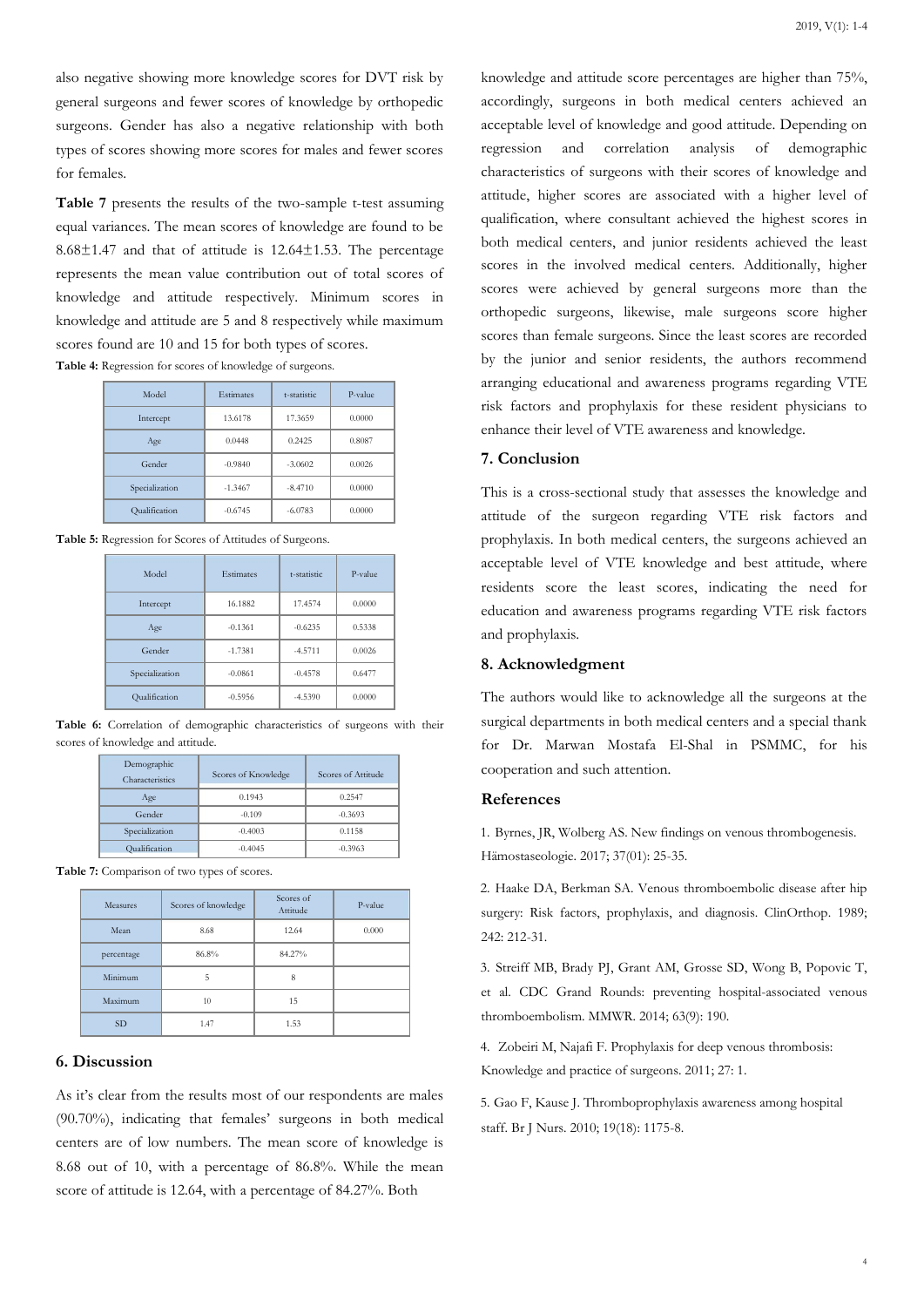also negative showing more knowledge scores for DVT risk by general surgeons and fewer scores of knowledge by orthopedic surgeons. Gender has also a negative relationship with both types of scores showing more scores for males and fewer scores for females.

**Table 7** presents the results of the two-sample t-test assuming equal variances. The mean scores of knowledge are found to be 8.68±1.47 and that of attitude is 12.64±1.53. The percentage represents the mean value contribution out of total scores of knowledge and attitude respectively. Minimum scores in knowledge and attitude are 5 and 8 respectively while maximum scores found are 10 and 15 for both types of scores.

**Table 4:** Regression for scores of knowledge of surgeons.

| Model | Estimates | t-statistic | P-value |
|---|---|---|---|
| Intercept | 13.6178 | 17.3659 | 0.0000 |
| Age | 0.0448 | 0.2425 | 0.8087 |
| Gender | -0.9840 | -3.0602 | 0.0026 |
| Specialization | -1.3467 | -8.4710 | 0.0000 |
| Qualification | -0.6745 | -6.0783 | 0.0000 |

**Table 5:** Regression for Scores of Attitudes of Surgeons.

| Model | Estimates | t-statistic | P-value |
|---|---|---|---|
| Intercept | 16.1882 | 17.4574 | 0.0000 |
| Age | -0.1361 | -0.6235 | 0.5338 |
| Gender | -1.7381 | -4.5711 | 0.0026 |
| Specialization | -0.0861 | -0.4578 | 0.6477 |
| Qualification | -0.5956 | -4.5390 | 0.0000 |

**Table 6:** Correlation of demographic characteristics of surgeons with their scores of knowledge and attitude.

| Demographic Characteristics | Scores of Knowledge | Scores of Attitude |
|---|---|---|
| Age | 0.1943 | 0.2547 |
| Gender | -0.109 | -0.3693 |
| Specialization | -0.4003 | 0.1158 |
| Qualification | -0.4045 | -0.3963 |

**Table 7:** Comparison of two types of scores.

| Measures | Scores of knowledge | Scores of Attitude | P-value |
|---|---|---|---|
| Mean | 8.68 | 12.64 | 0.000 |
| percentage | 86.8% | 84.27% | |
| Minimum | 5 | 8 | |
| Maximum | 10 | 15 | |
| SD | 1.47 | 1.53 | |

## 6. Discussion

As it's clear from the results most of our respondents are males (90.70%), indicating that females' surgeons in both medical centers are of low numbers. The mean score of knowledge is 8.68 out of 10, with a percentage of 86.8%. While the mean score of attitude is 12.64, with a percentage of 84.27%. Both knowledge and attitude score percentages are higher than 75%, accordingly, surgeons in both medical centers achieved an acceptable level of knowledge and good attitude. Depending on regression and correlation analysis of demographic characteristics of surgeons with their scores of knowledge and attitude, higher scores are associated with a higher level of qualification, where consultant achieved the highest scores in both medical centers, and junior residents achieved the least scores in the involved medical centers. Additionally, higher scores were achieved by general surgeons more than the orthopedic surgeons, likewise, male surgeons score higher scores than female surgeons. Since the least scores are recorded by the junior and senior residents, the authors recommend arranging educational and awareness programs regarding VTE risk factors and prophylaxis for these resident physicians to enhance their level of VTE awareness and knowledge.

## 7. Conclusion

This is a cross-sectional study that assesses the knowledge and attitude of the surgeon regarding VTE risk factors and prophylaxis. In both medical centers, the surgeons achieved an acceptable level of VTE knowledge and best attitude, where residents score the least scores, indicating the need for education and awareness programs regarding VTE risk factors and prophylaxis.

## 8. Acknowledgment

The authors would like to acknowledge all the surgeons at the surgical departments in both medical centers and a special thank for Dr. Marwan Mostafa El-Shal in PSMMC, for his cooperation and such attention.

## References

1. Byrnes, JR, Wolberg AS. New findings on venous thrombogenesis. Hämostaseologie. 2017; 37(01): 25-35.

2. Haake DA, Berkman SA. Venous thromboembolic disease after hip surgery: Risk factors, prophylaxis, and diagnosis. ClinOrthop. 1989; 242: 212-31.

3. Streiff MB, Brady PJ, Grant AM, Grosse SD, Wong B, Popovic T, et al. CDC Grand Rounds: preventing hospital-associated venous thromboembolism. MMWR. 2014; 63(9): 190.

4. Zobeiri M, Najafi F. Prophylaxis for deep venous thrombosis: Knowledge and practice of surgeons. 2011; 27: 1.

5. Gao F, Kause J. Thromboprophylaxis awareness among hospital staff. Br J Nurs. 2010; 19(18): 1175-8.